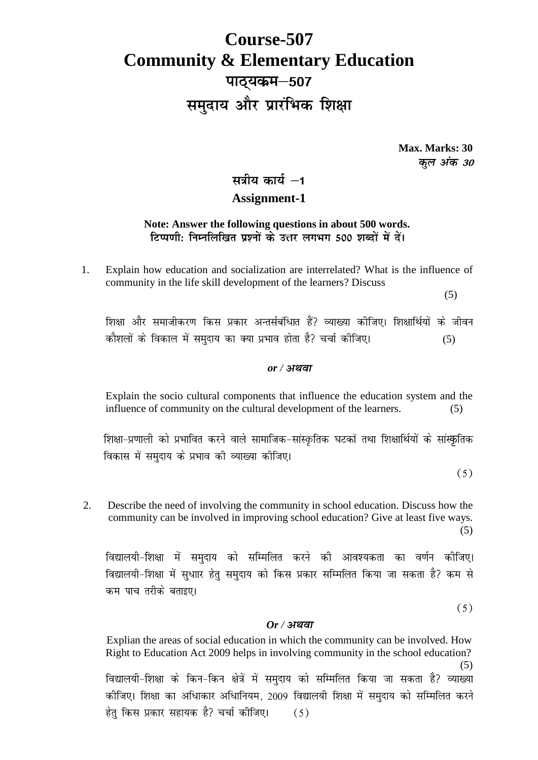# Course-507
# Community & Elementary Education
# पाठ्यक्रम–507
# समुदाय और प्रारंभिक शिक्षा

**Max. Marks: 30**
***कुल अंक 30***

## सत्रीय कार्य –1
## Assignment-1

**Note: Answer the following questions in about 500 words.**
**टिप्पणीः निम्नलिखित प्रश्नों के उत्तर लगभग 500 शब्दों में दें।**

1. Explain how education and socialization are interrelated? What is the influence of community in the life skill development of the learners? Discuss (5)

   शिक्षा और समाजीकरण किस प्रकार अन्तर्संबंधित हैं? व्याख्या कीजिए। शिक्षार्थियों के जीवन कौशलों के विकाल में समुदाय का क्या प्रभाव होता है? चर्चा कीजिए। (5)

   ***or / अथवा***

   Explain the socio cultural components that influence the education system and the influence of community on the cultural development of the learners. (5)

   शिक्षा-प्रणाली को प्रभावित करने वाले सामाजिक-सांस्कृतिक घटकों तथा शिक्षार्थियों के सांस्कृतिक विकास में समुदाय के प्रभाव की व्याख्या कीजिए। (5)

2. Describe the need of involving the community in school education. Discuss how the community can be involved in improving school education? Give at least five ways. (5)

   विद्यालयी-शिक्षा में समुदाय को सम्मिलित करने की आवश्यकता का वर्णन कीजिए। विद्यालयी-शिक्षा में सुधाार हेतु समुदाय को किस प्रकार सम्मिलित किया जा सकता है? कम से कम पाच तरीके बताइए। (5)

   ***Or / अथवा***

   Explian the areas of social education in which the community can be involved. How Right to Education Act 2009 helps in involving community in the school education? (5)

   विद्यालयी-शिक्षा के किन-किन क्षेत्रें में समुदाय को सम्मिलित किया जा सकता है? व्याख्या कीजिए। शिक्षा का अधिकार अधिनियम, 2009 विद्यालयी शिक्षा में समुदाय को सम्मिलित करने हेतु किस प्रकार सहायक है? चर्चा कीजिए। (5)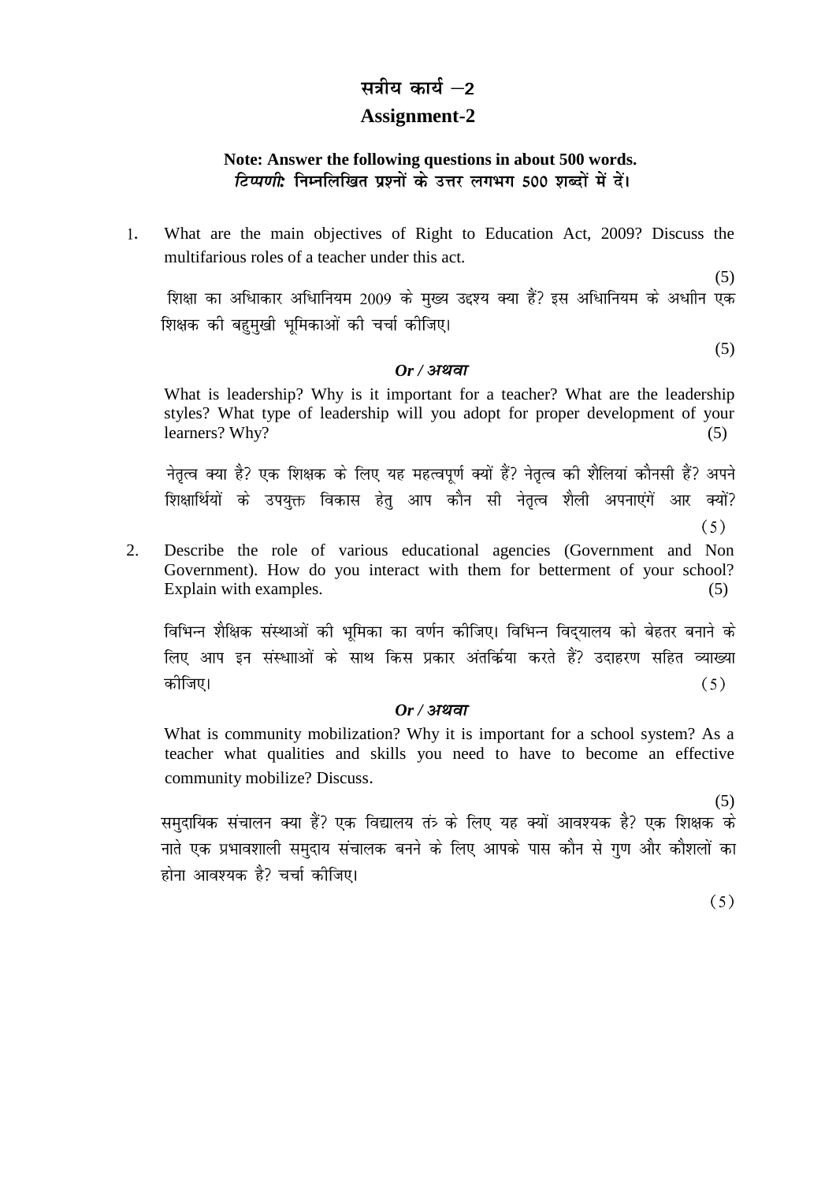# सत्रीय कार्य –2

# Assignment-2

**Note: Answer the following questions in about 500 words.**
***टिप्पणी:* निम्नलिखित प्रश्नों के उत्तर लगभग 500 शब्दों में दें।**

1. What are the main objectives of Right to Education Act, 2009? Discuss the multifarious roles of a teacher under this act. (5)

   शिक्षा का अधिकार अधिनियम 2009 के मुख्य उद्देश्य क्या हैं? इस अधिनियम के अधीन एक शिक्षक की बहुमुखी भूमिकाओं की चर्चा कीजिए। (5)

   ***Or / अथवा***

   What is leadership? Why is it important for a teacher? What are the leadership styles? What type of leadership will you adopt for proper development of your learners? Why? (5)

   नेतृत्व क्या है? एक शिक्षक के लिए यह महत्वपूर्ण क्यों हैं? नेतृत्व की शैलियां कौनसी हैं? अपने शिक्षार्थियों के उपयुक्त विकास हेतु आप कौन सी नेतृत्व शैली अपनाएंगें आर क्यों? (5)

2. Describe the role of various educational agencies (Government and Non Government). How do you interact with them for betterment of your school? Explain with examples. (5)

   विभिन्न शैक्षिक संस्थाओं की भूमिका का वर्णन कीजिए। विभिन्न विद्यालय को बेहतर बनाने के लिए आप इन संस्थाओं के साथ किस प्रकार अंतर्क्रिया करते हैं? उदाहरण सहित व्याख्या कीजिए। (5)

   ***Or / अथवा***

   What is community mobilization? Why it is important for a school system? As a teacher what qualities and skills you need to have to become an effective community mobilize? Discuss. (5)

   समुदायिक संचालन क्या हैं? एक विद्यालय तंत्र के लिए यह क्यों आवश्यक है? एक शिक्षक के नाते एक प्रभावशाली समुदाय संचालक बनने के लिए आपके पास कौन से गुण और कौशलों का होना आवश्यक है? चर्चा कीजिए। (5)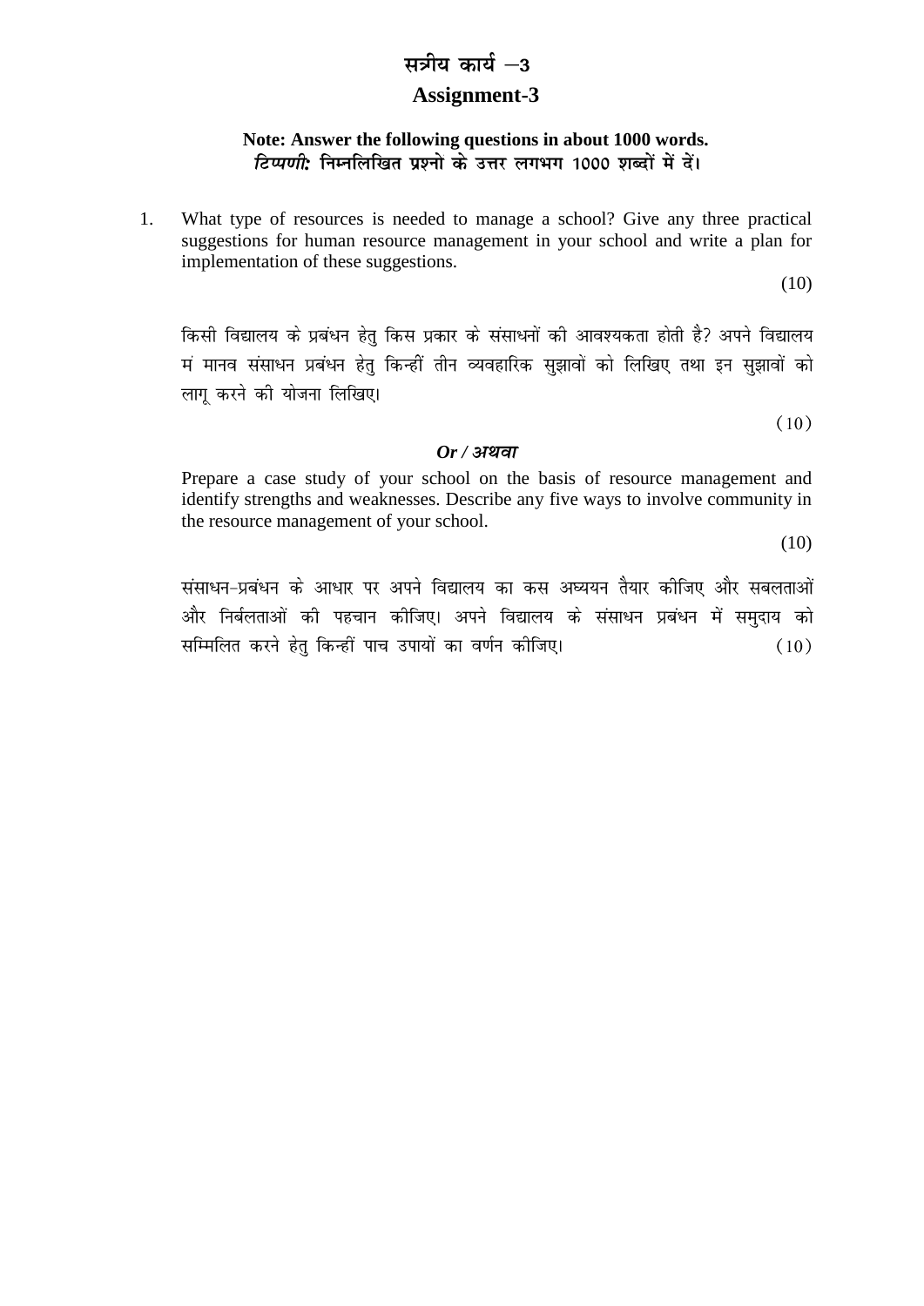# सत्रीय कार्य –3
# Assignment-3

**Note: Answer the following questions in about 1000 words.**
***टिप्पणी:* निम्नलिखित प्रश्नो के उत्तर लगभग 1000 शब्दों में दें।**

1. What type of resources is needed to manage a school? Give any three practical suggestions for human resource management in your school and write a plan for implementation of these suggestions.

   (10)

   किसी विद्यालय के प्रबंधन हेतु किस प्रकार के संसाधनों की आवश्यकता होती है? अपने विद्यालय मं मानव संसाधन प्रबंधन हेतु किन्हीं तीन व्यवहारिक सुझावों को लिखिए तथा इन सुझावों को लागू करने की योजना लिखिए।

   (10)

   ***Or / अथवा***

   Prepare a case study of your school on the basis of resource management and identify strengths and weaknesses. Describe any five ways to involve community in the resource management of your school.

   (10)

   संसाधन-प्रबंधन के आधार पर अपने विद्यालय का कस अध्ययन तैयार कीजिए और सबलताओं और निर्बलताओं की पहचान कीजिए। अपने विद्यालय के संसाधन प्रबंधन में समुदाय को सम्मिलित करने हेतु किन्हीं पाच उपायों का वर्णन कीजिए। (10)